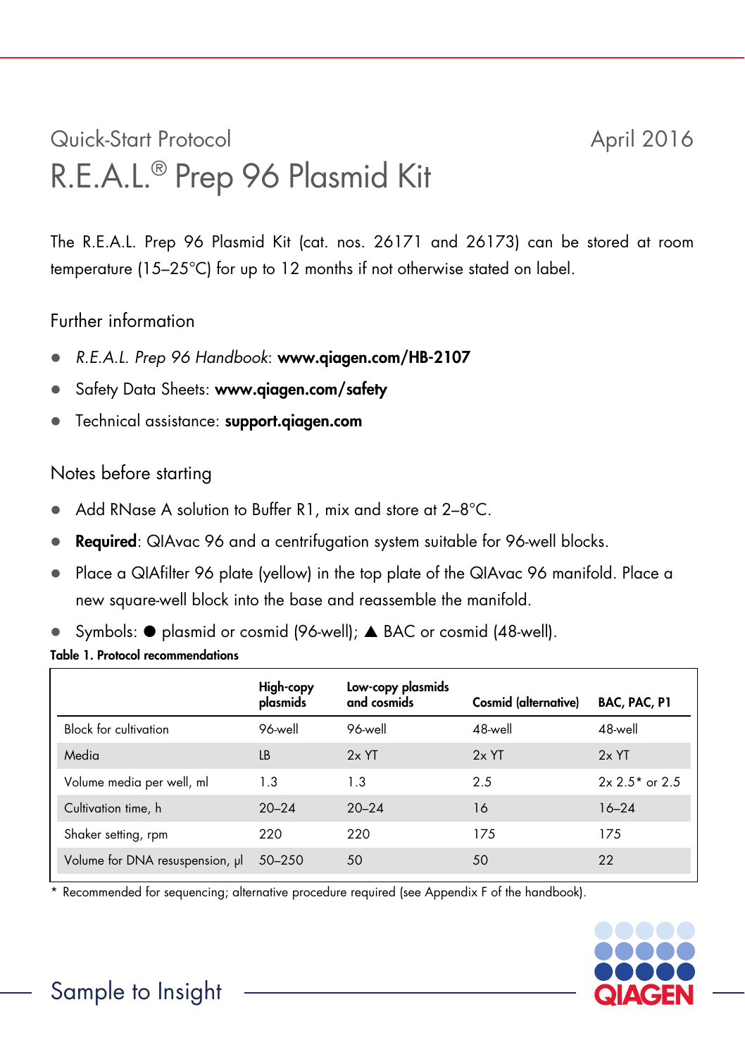Quick-Start Protocol

April 2016

# R.E.A.L.® Prep 96 Plasmid Kit

The R.E.A.L. Prep 96 Plasmid Kit (cat. nos. 26171 and 26173) can be stored at room temperature (15–25°C) for up to 12 months if not otherwise stated on label.

## Further information

- *R.E.A.L. Prep 96 Handbook*: **www.qiagen.com/HB-2107**
- Safety Data Sheets: **www.qiagen.com/safety**
- Technical assistance: **support.qiagen.com**

## Notes before starting

- Add RNase A solution to Buffer R1, mix and store at 2–8°C.
- **Required**: QIAvac 96 and a centrifugation system suitable for 96-well blocks.
- Place a QIAfilter 96 plate (yellow) in the top plate of the QIAvac 96 manifold. Place a new square-well block into the base and reassemble the manifold.
- Symbols: ● plasmid or cosmid (96-well); ▲ BAC or cosmid (48-well).

**Table 1. Protocol recommendations**

| | High-copy plasmids | Low-copy plasmids and cosmids | Cosmid (alternative) | BAC, PAC, P1 |
|---|---|---|---|---|
| Block for cultivation | 96-well | 96-well | 48-well | 48-well |
| Media | LB | 2x YT | 2x YT | 2x YT |
| Volume media per well, ml | 1.3 | 1.3 | 2.5 | 2x 2.5* or 2.5 |
| Cultivation time, h | 20–24 | 20–24 | 16 | 16–24 |
| Shaker setting, rpm | 220 | 220 | 175 | 175 |
| Volume for DNA resuspension, µl | 50–250 | 50 | 50 | 22 |

\* Recommended for sequencing; alternative procedure required (see Appendix F of the handbook).

Sample to Insight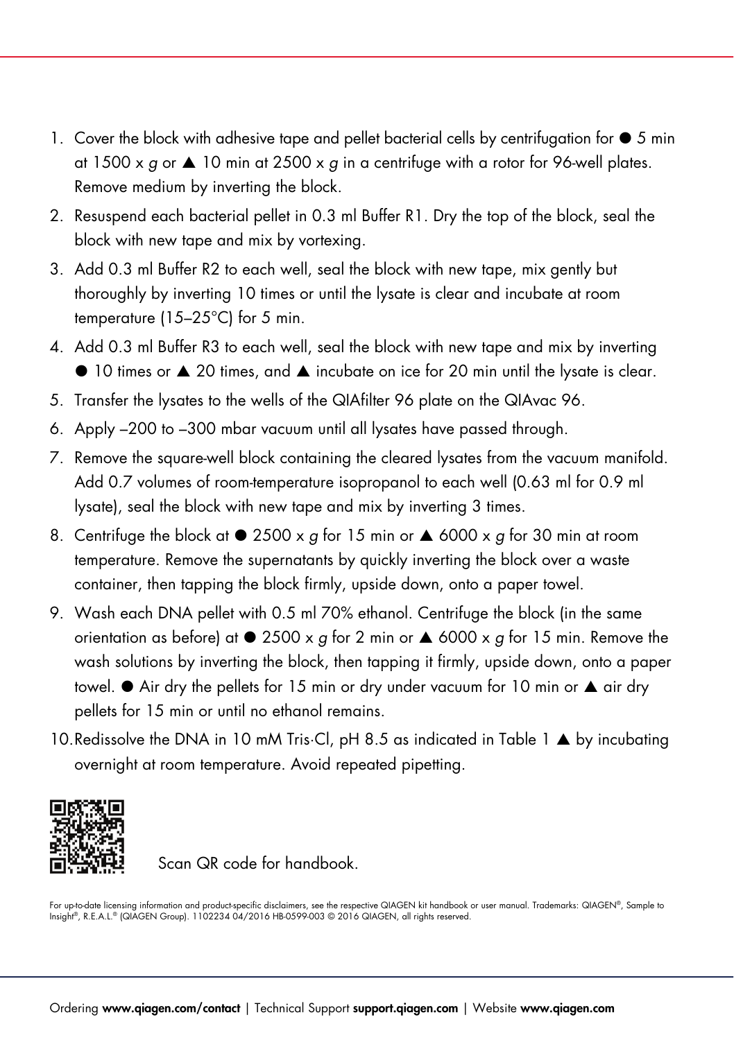1. Cover the block with adhesive tape and pellet bacterial cells by centrifugation for ● 5 min at 1500 x *g* or ▲ 10 min at 2500 x *g* in a centrifuge with a rotor for 96-well plates. Remove medium by inverting the block.
2. Resuspend each bacterial pellet in 0.3 ml Buffer R1. Dry the top of the block, seal the block with new tape and mix by vortexing.
3. Add 0.3 ml Buffer R2 to each well, seal the block with new tape, mix gently but thoroughly by inverting 10 times or until the lysate is clear and incubate at room temperature (15–25°C) for 5 min.
4. Add 0.3 ml Buffer R3 to each well, seal the block with new tape and mix by inverting ● 10 times or ▲ 20 times, and ▲ incubate on ice for 20 min until the lysate is clear.
5. Transfer the lysates to the wells of the QIAfilter 96 plate on the QIAvac 96.
6. Apply –200 to –300 mbar vacuum until all lysates have passed through.
7. Remove the square-well block containing the cleared lysates from the vacuum manifold. Add 0.7 volumes of room-temperature isopropanol to each well (0.63 ml for 0.9 ml lysate), seal the block with new tape and mix by inverting 3 times.
8. Centrifuge the block at ● 2500 x *g* for 15 min or ▲ 6000 x *g* for 30 min at room temperature. Remove the supernatants by quickly inverting the block over a waste container, then tapping the block firmly, upside down, onto a paper towel.
9. Wash each DNA pellet with 0.5 ml 70% ethanol. Centrifuge the block (in the same orientation as before) at ● 2500 x *g* for 2 min or ▲ 6000 x *g* for 15 min. Remove the wash solutions by inverting the block, then tapping it firmly, upside down, onto a paper towel. ● Air dry the pellets for 15 min or dry under vacuum for 10 min or ▲ air dry pellets for 15 min or until no ethanol remains.
10. Redissolve the DNA in 10 mM Tris·Cl, pH 8.5 as indicated in Table 1 ▲ by incubating overnight at room temperature. Avoid repeated pipetting.

Scan QR code for handbook.

For up-to-date licensing information and product-specific disclaimers, see the respective QIAGEN kit handbook or user manual. Trademarks: QIAGEN®, Sample to Insight®, R.E.A.L.® (QIAGEN Group). 1102234 04/2016 HB-0599-003 © 2016 QIAGEN, all rights reserved.

Ordering **www.qiagen.com/contact** | Technical Support **support.qiagen.com** | Website **www.qiagen.com**